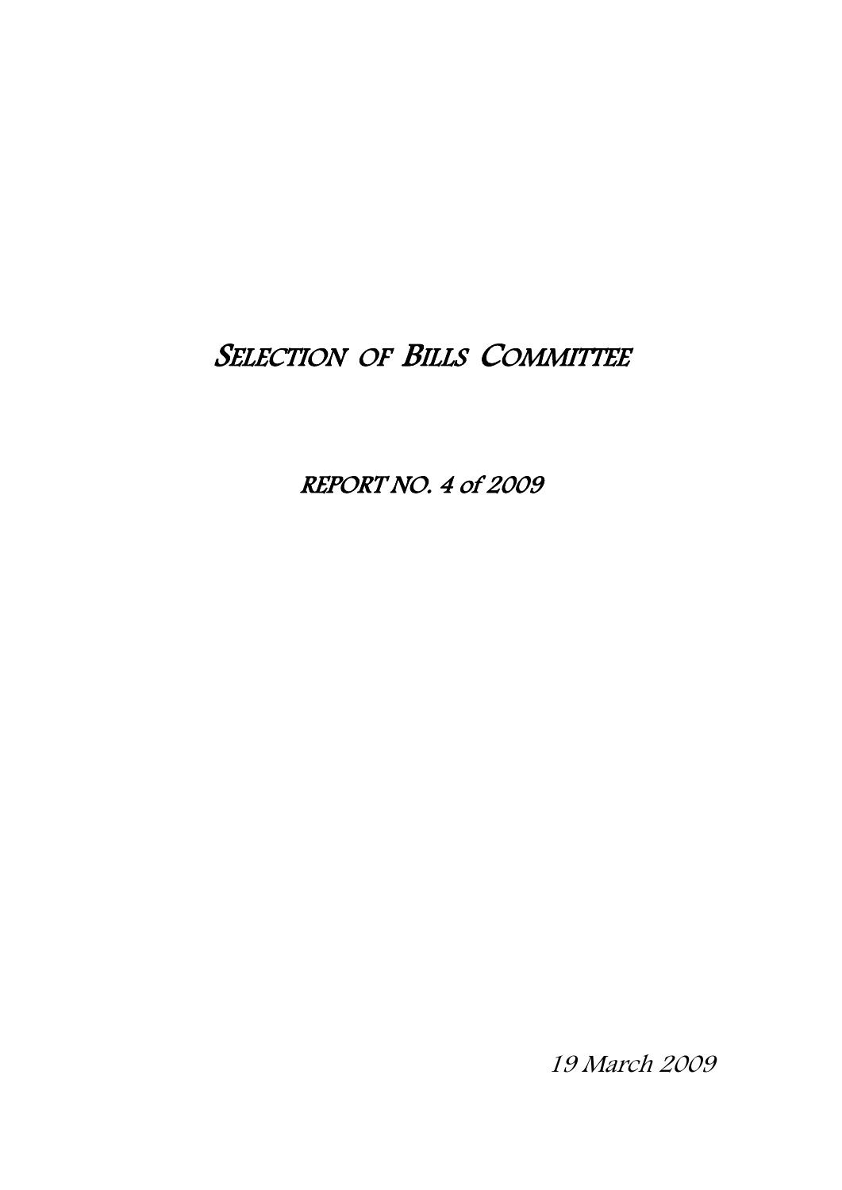# Selection of Bills Committee

## REPORT NO. 4 of 2009

19 March 2009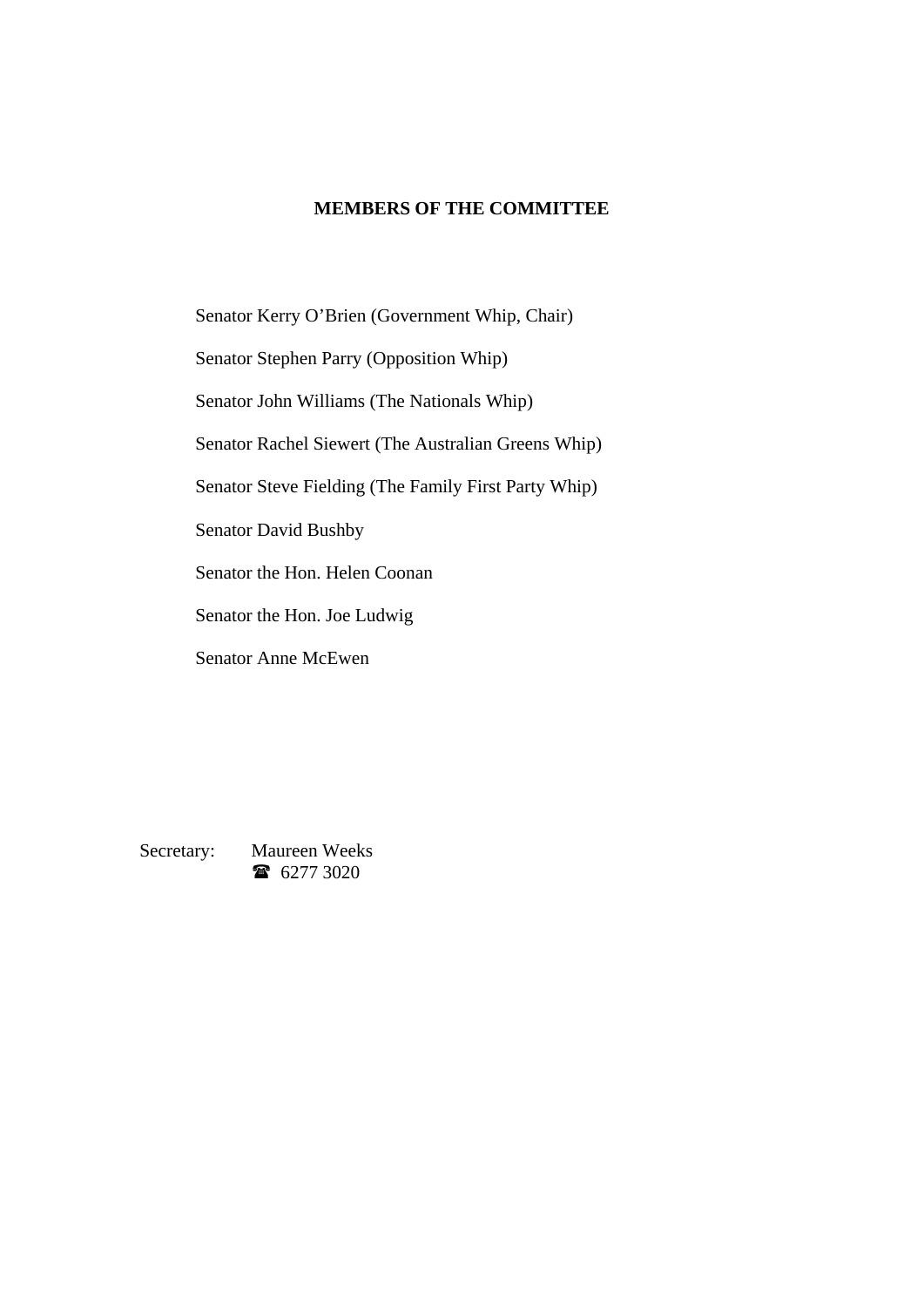## MEMBERS OF THE COMMITTEE

Senator Kerry O'Brien (Government Whip, Chair)

Senator Stephen Parry (Opposition Whip)

Senator John Williams (The Nationals Whip)

Senator Rachel Siewert (The Australian Greens Whip)

Senator Steve Fielding (The Family First Party Whip)

Senator David Bushby

Senator the Hon. Helen Coonan

Senator the Hon. Joe Ludwig

Senator Anne McEwen

Secretary: Maureen Weeks
☎ 6277 3020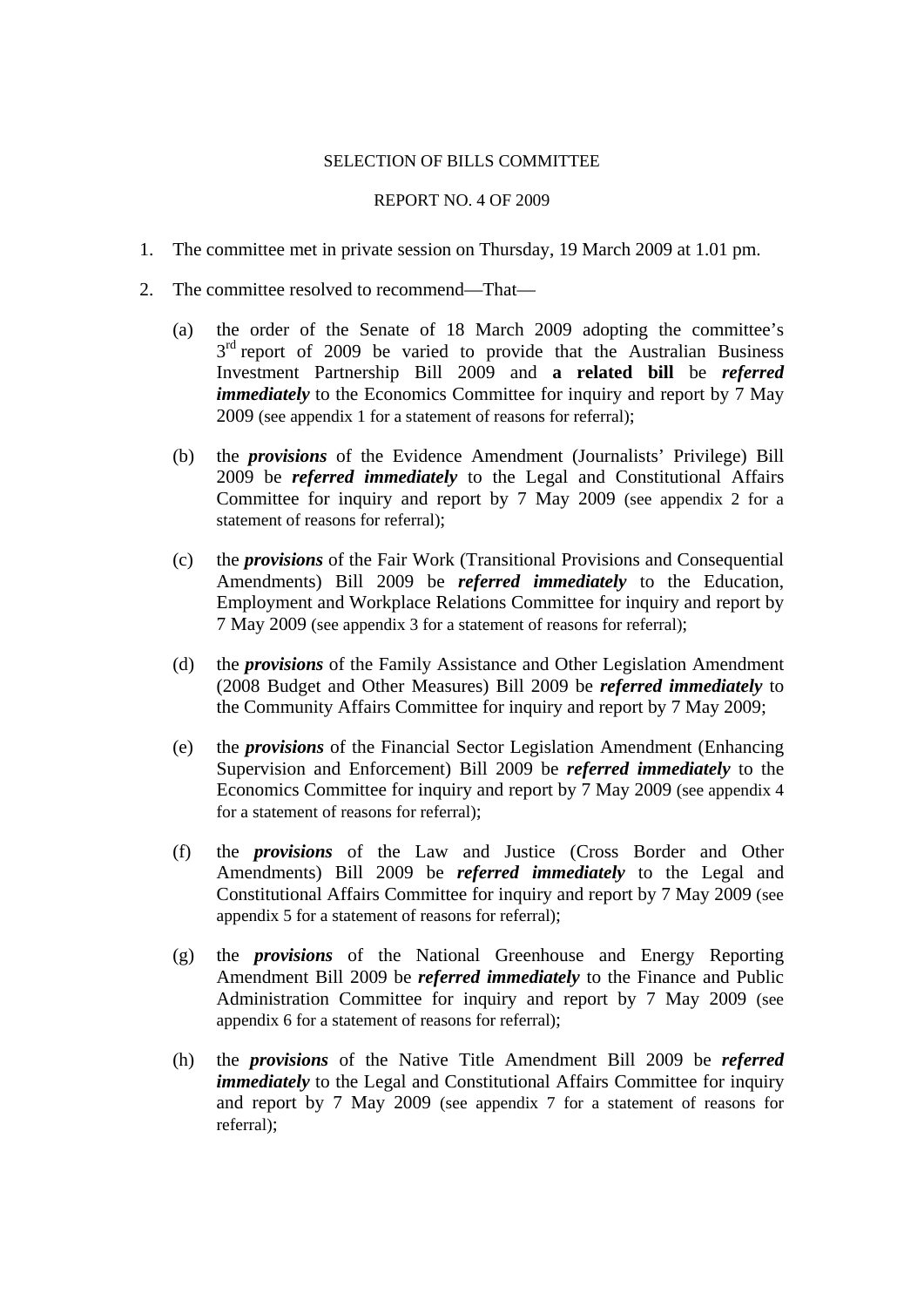SELECTION OF BILLS COMMITTEE

REPORT NO. 4 OF 2009

1. The committee met in private session on Thursday, 19 March 2009 at 1.01 pm.

2. The committee resolved to recommend—That—

   (a) the order of the Senate of 18 March 2009 adopting the committee's 3rd report of 2009 be varied to provide that the Australian Business Investment Partnership Bill 2009 and **a related bill** be ***referred immediately*** to the Economics Committee for inquiry and report by 7 May 2009 (see appendix 1 for a statement of reasons for referral);

   (b) the ***provisions*** of the Evidence Amendment (Journalists' Privilege) Bill 2009 be ***referred immediately*** to the Legal and Constitutional Affairs Committee for inquiry and report by 7 May 2009 (see appendix 2 for a statement of reasons for referral);

   (c) the ***provisions*** of the Fair Work (Transitional Provisions and Consequential Amendments) Bill 2009 be ***referred immediately*** to the Education, Employment and Workplace Relations Committee for inquiry and report by 7 May 2009 (see appendix 3 for a statement of reasons for referral);

   (d) the ***provisions*** of the Family Assistance and Other Legislation Amendment (2008 Budget and Other Measures) Bill 2009 be ***referred immediately*** to the Community Affairs Committee for inquiry and report by 7 May 2009;

   (e) the ***provisions*** of the Financial Sector Legislation Amendment (Enhancing Supervision and Enforcement) Bill 2009 be ***referred immediately*** to the Economics Committee for inquiry and report by 7 May 2009 (see appendix 4 for a statement of reasons for referral);

   (f) the ***provisions*** of the Law and Justice (Cross Border and Other Amendments) Bill 2009 be ***referred immediately*** to the Legal and Constitutional Affairs Committee for inquiry and report by 7 May 2009 (see appendix 5 for a statement of reasons for referral);

   (g) the ***provisions*** of the National Greenhouse and Energy Reporting Amendment Bill 2009 be ***referred immediately*** to the Finance and Public Administration Committee for inquiry and report by 7 May 2009 (see appendix 6 for a statement of reasons for referral);

   (h) the ***provisions*** of the Native Title Amendment Bill 2009 be ***referred immediately*** to the Legal and Constitutional Affairs Committee for inquiry and report by 7 May 2009 (see appendix 7 for a statement of reasons for referral);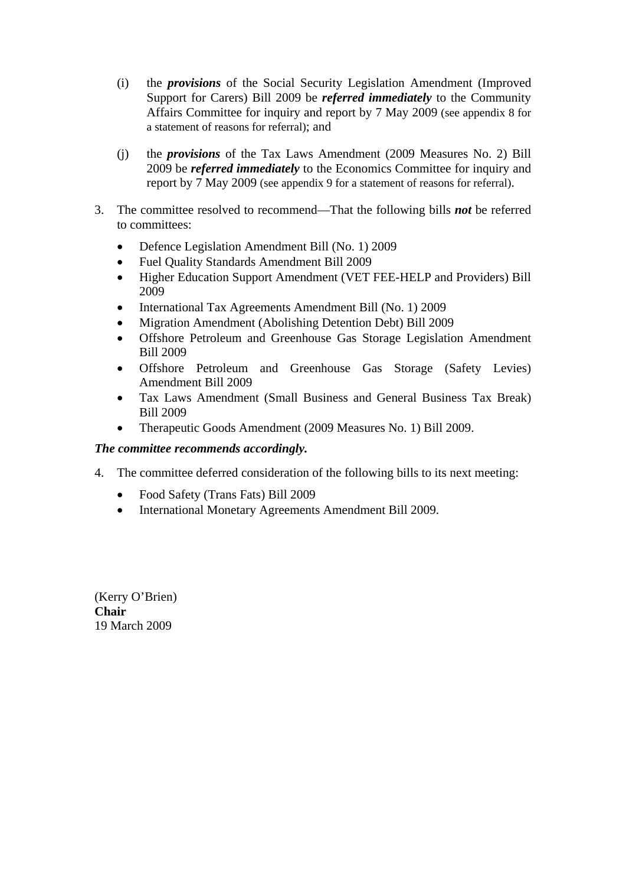(i) the ***provisions*** of the Social Security Legislation Amendment (Improved Support for Carers) Bill 2009 be ***referred immediately*** to the Community Affairs Committee for inquiry and report by 7 May 2009 (see appendix 8 for a statement of reasons for referral); and

(j) the ***provisions*** of the Tax Laws Amendment (2009 Measures No. 2) Bill 2009 be ***referred immediately*** to the Economics Committee for inquiry and report by 7 May 2009 (see appendix 9 for a statement of reasons for referral).

3. The committee resolved to recommend—That the following bills ***not*** be referred to committees:

- Defence Legislation Amendment Bill (No. 1) 2009
- Fuel Quality Standards Amendment Bill 2009
- Higher Education Support Amendment (VET FEE-HELP and Providers) Bill 2009
- International Tax Agreements Amendment Bill (No. 1) 2009
- Migration Amendment (Abolishing Detention Debt) Bill 2009
- Offshore Petroleum and Greenhouse Gas Storage Legislation Amendment Bill 2009
- Offshore Petroleum and Greenhouse Gas Storage (Safety Levies) Amendment Bill 2009
- Tax Laws Amendment (Small Business and General Business Tax Break) Bill 2009
- Therapeutic Goods Amendment (2009 Measures No. 1) Bill 2009.

***The committee recommends accordingly.***

4. The committee deferred consideration of the following bills to its next meeting:

- Food Safety (Trans Fats) Bill 2009
- International Monetary Agreements Amendment Bill 2009.

(Kerry O'Brien)
**Chair**
19 March 2009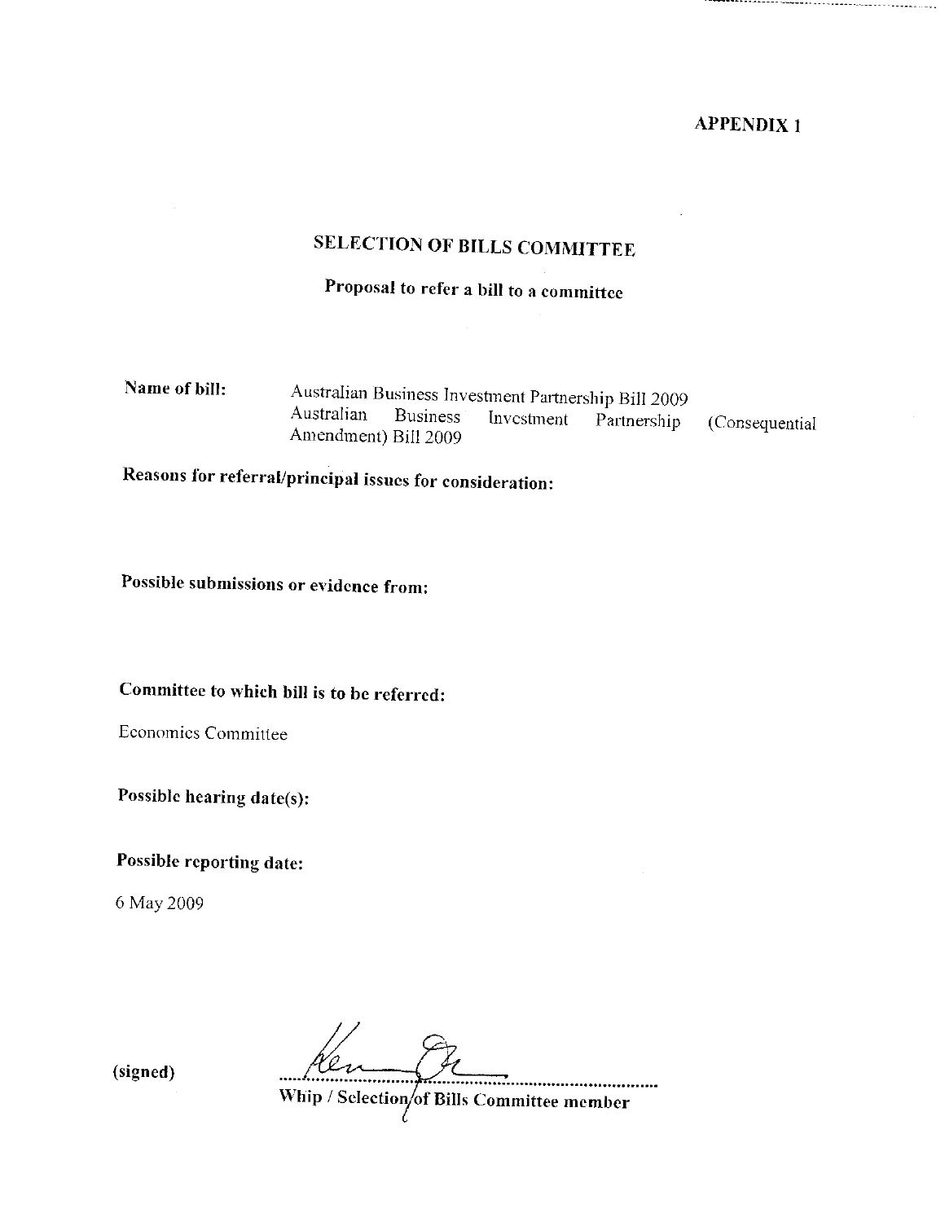**APPENDIX 1**

# SELECTION OF BILLS COMMITTEE

## Proposal to refer a bill to a committee

**Name of bill:** Australian Business Investment Partnership Bill 2009
Australian Business Investment Partnership (Consequential Amendment) Bill 2009

**Reasons for referral/principal issues for consideration:**

**Possible submissions or evidence from:**

**Committee to which bill is to be referred:**

Economics Committee

**Possible hearing date(s):**

**Possible reporting date:**

6 May 2009

**(signed)** ..........................................................................

**Whip / Selection of Bills Committee member**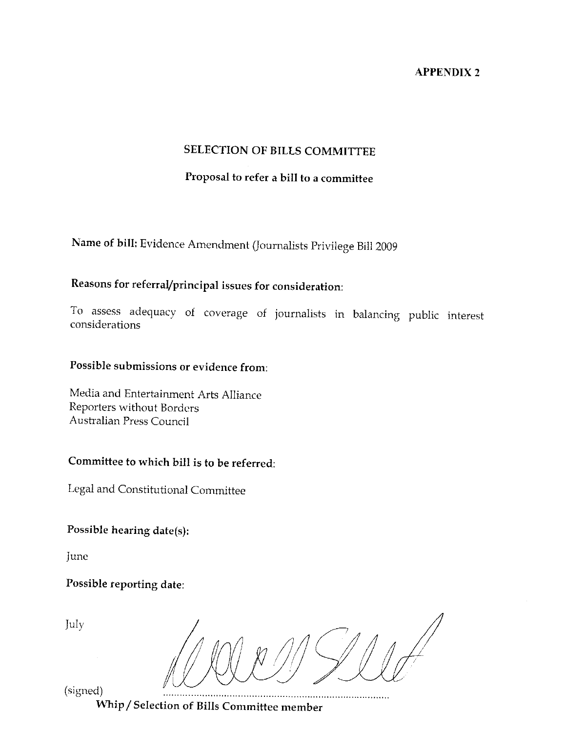**APPENDIX 2**

## SELECTION OF BILLS COMMITTEE

### Proposal to refer a bill to a committee

**Name of bill:** Evidence Amendment (Journalists Privilege Bill 2009

**Reasons for referral/principal issues for consideration:**

To assess adequacy of coverage of journalists in balancing public interest considerations

**Possible submissions or evidence from:**

Media and Entertainment Arts Alliance
Reporters without Borders
Australian Press Council

**Committee to which bill is to be referred:**

Legal and Constitutional Committee

**Possible hearing date(s):**

June

**Possible reporting date:**

July

(signed) ..........................................................................................

**Whip / Selection of Bills Committee member**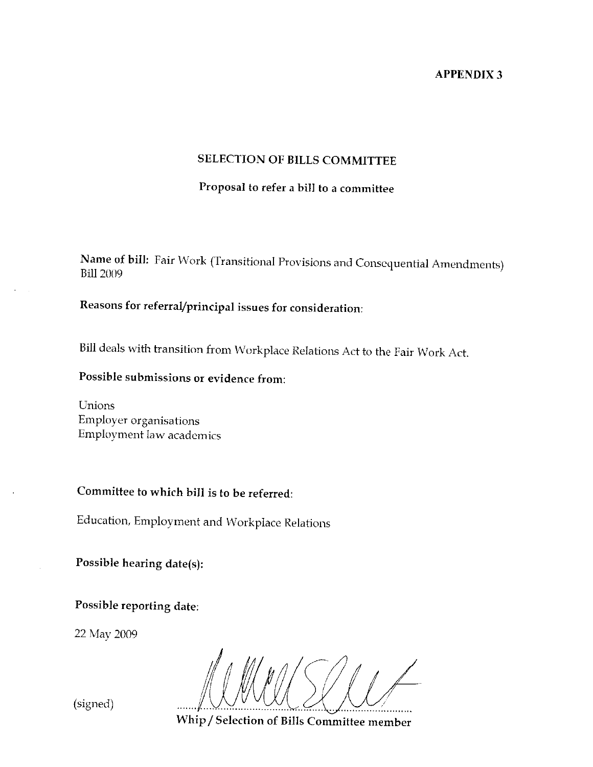**APPENDIX 3**

## SELECTION OF BILLS COMMITTEE

### Proposal to refer a bill to a committee

**Name of bill:** Fair Work (Transitional Provisions and Consequential Amendments) Bill 2009

**Reasons for referral/principal issues for consideration:**

Bill deals with transition from Workplace Relations Act to the Fair Work Act.

**Possible submissions or evidence from:**

Unions
Employer organisations
Employment law academics

**Committee to which bill is to be referred:**

Education, Employment and Workplace Relations

**Possible hearing date(s):**

**Possible reporting date:**

22 May 2009

(signed) ..........................................

**Whip / Selection of Bills Committee member**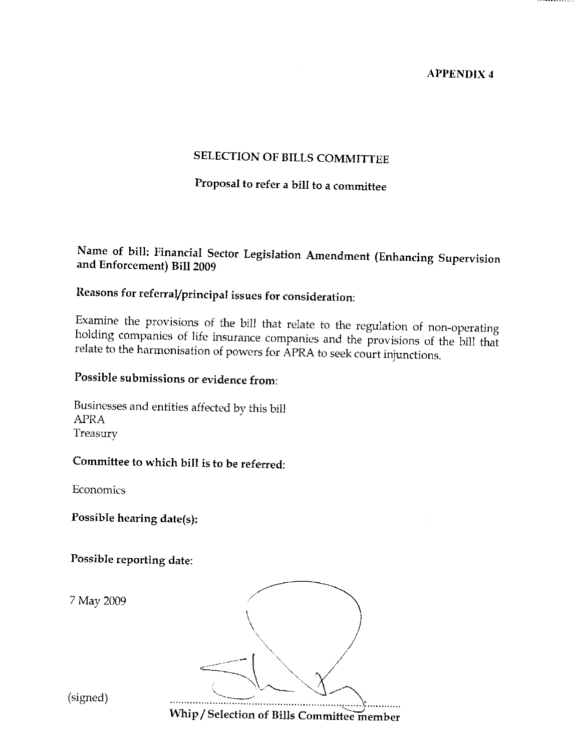**APPENDIX 4**

## SELECTION OF BILLS COMMITTEE

### Proposal to refer a bill to a committee

**Name of bill: Financial Sector Legislation Amendment (Enhancing Supervision and Enforcement) Bill 2009**

**Reasons for referral/principal issues for consideration:**

Examine the provisions of the bill that relate to the regulation of non-operating holding companies of life insurance companies and the provisions of the bill that relate to the harmonisation of powers for APRA to seek court injunctions.

**Possible submissions or evidence from:**

Businesses and entities affected by this bill
APRA
Treasury

**Committee to which bill is to be referred:**

Economics

**Possible hearing date(s):**

**Possible reporting date:**

7 May 2009

(signed) ..............................................................................
**Whip / Selection of Bills Committee member**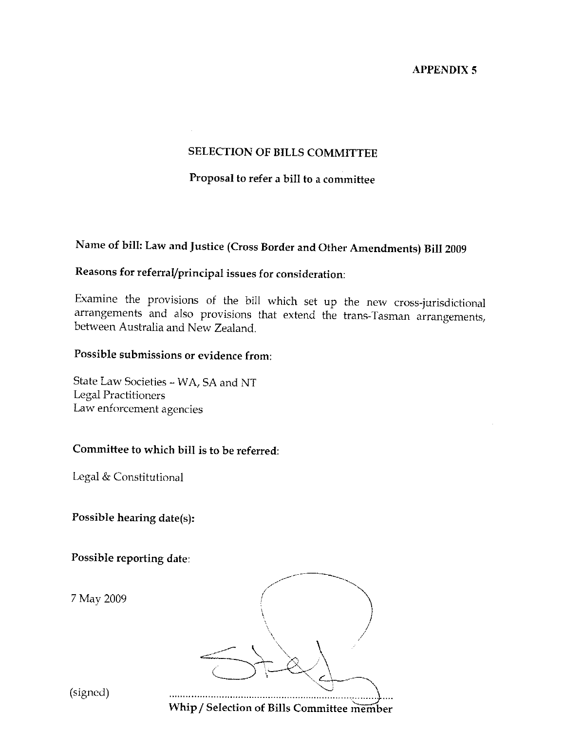**APPENDIX 5**

## SELECTION OF BILLS COMMITTEE

### Proposal to refer a bill to a committee

**Name of bill: Law and Justice (Cross Border and Other Amendments) Bill 2009**

**Reasons for referral/principal issues for consideration:**

Examine the provisions of the bill which set up the new cross-jurisdictional arrangements and also provisions that extend the trans-Tasman arrangements, between Australia and New Zealand.

**Possible submissions or evidence from:**

State Law Societies – WA, SA and NT
Legal Practitioners
Law enforcement agencies

**Committee to which bill is to be referred:**

Legal & Constitutional

**Possible hearing date(s):**

**Possible reporting date:**

7 May 2009

(signed) ..............................................................................

**Whip / Selection of Bills Committee member**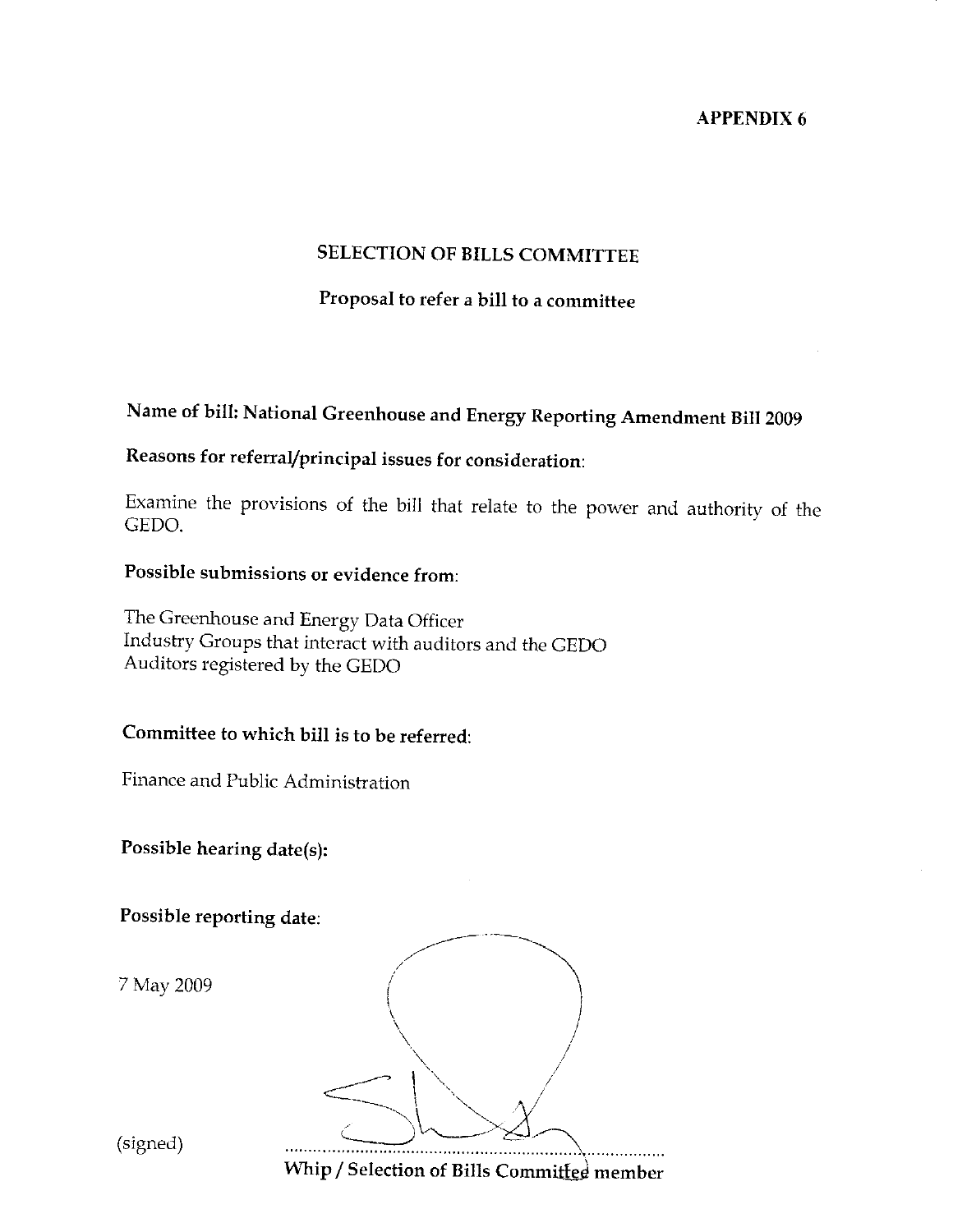**APPENDIX 6**

## SELECTION OF BILLS COMMITTEE

### Proposal to refer a bill to a committee

**Name of bill: National Greenhouse and Energy Reporting Amendment Bill 2009**

**Reasons for referral/principal issues for consideration:**

Examine the provisions of the bill that relate to the power and authority of the GEDO.

**Possible submissions or evidence from:**

The Greenhouse and Energy Data Officer
Industry Groups that interact with auditors and the GEDO
Auditors registered by the GEDO

**Committee to which bill is to be referred:**

Finance and Public Administration

**Possible hearing date(s):**

**Possible reporting date:**

7 May 2009

(signed) ............................................................

**Whip / Selection of Bills Committee member**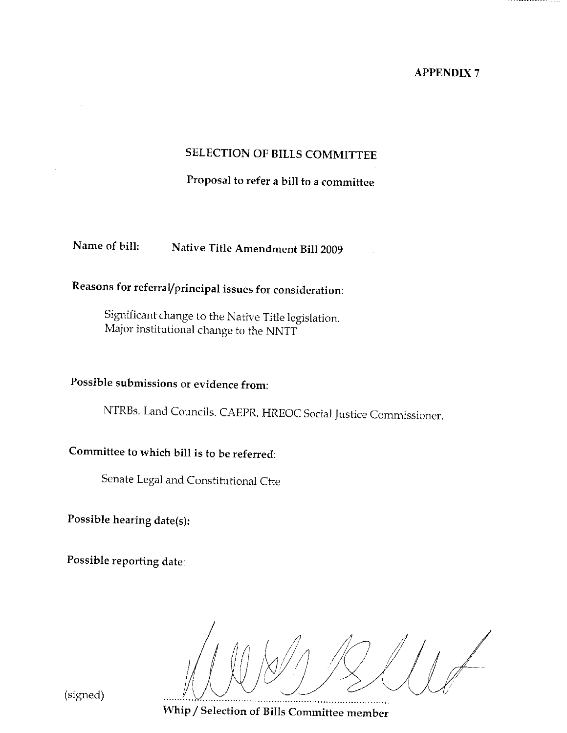**APPENDIX 7**

## SELECTION OF BILLS COMMITTEE

### Proposal to refer a bill to a committee

**Name of bill:** Native Title Amendment Bill 2009

**Reasons for referral/principal issues for consideration:**

Significant change to the Native Title legislation.
Major institutional change to the NNTT

**Possible submissions or evidence from:**

NTRBs. Land Councils. CAEPR. HREOC Social Justice Commissioner.

**Committee to which bill is to be referred:**

Senate Legal and Constitutional Ctte

**Possible hearing date(s):**

**Possible reporting date:**

(signed) ..........................................................................

**Whip / Selection of Bills Committee member**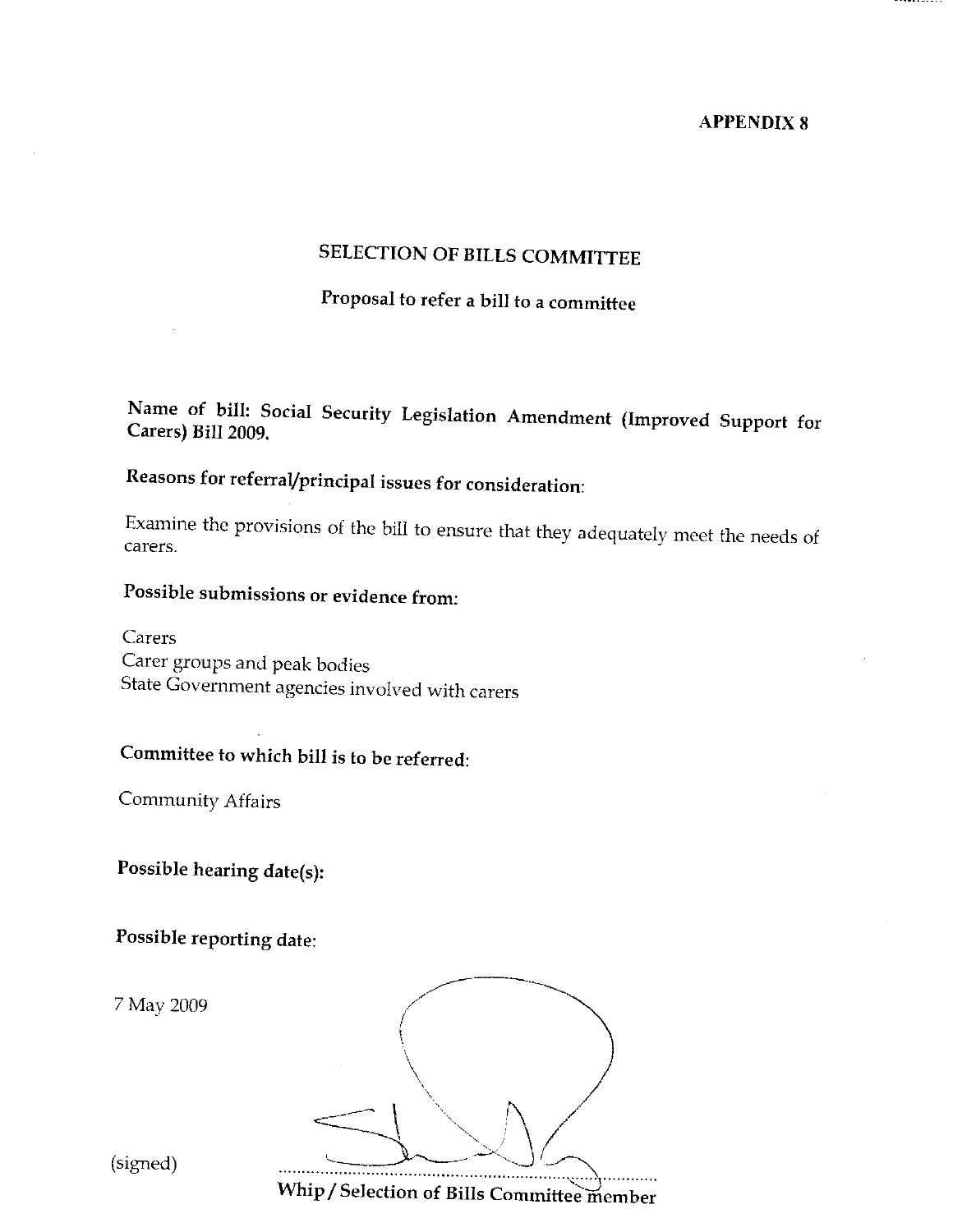**APPENDIX 8**

## SELECTION OF BILLS COMMITTEE

### Proposal to refer a bill to a committee

**Name of bill: Social Security Legislation Amendment (Improved Support for Carers) Bill 2009.**

**Reasons for referral/principal issues for consideration:**

Examine the provisions of the bill to ensure that they adequately meet the needs of carers.

**Possible submissions or evidence from:**

Carers
Carer groups and peak bodies
State Government agencies involved with carers

**Committee to which bill is to be referred:**

Community Affairs

**Possible hearing date(s):**

**Possible reporting date:**

7 May 2009

(signed) .......................................................................
**Whip / Selection of Bills Committee member**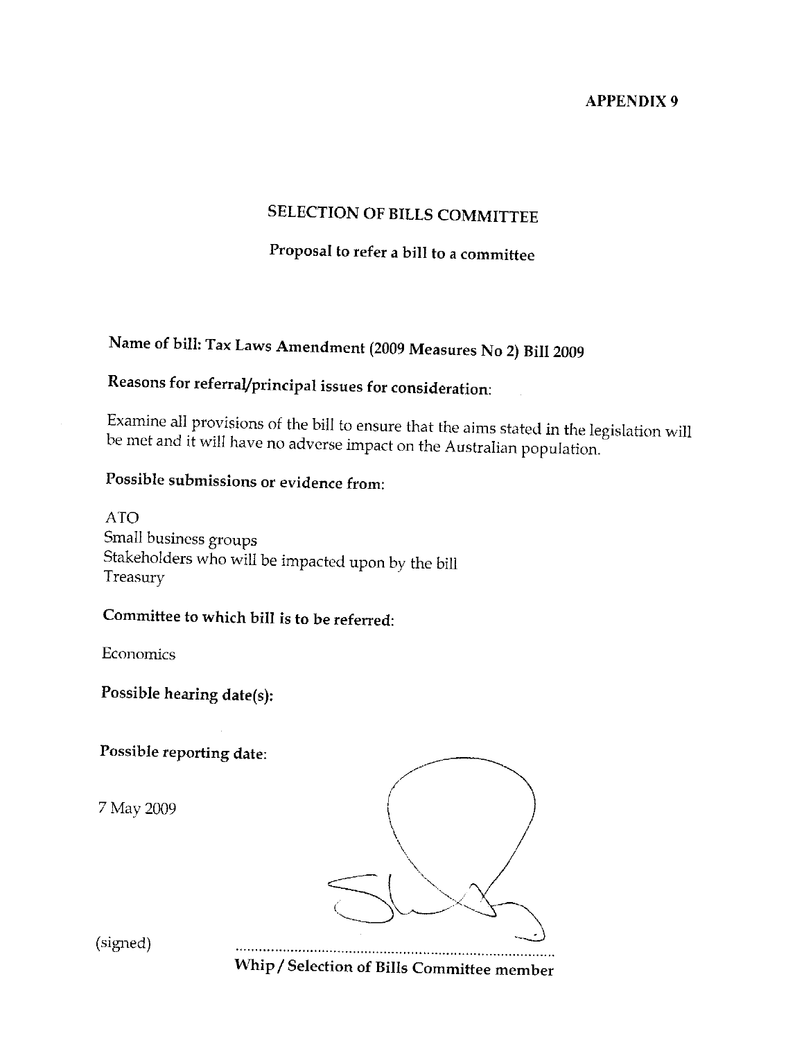**APPENDIX 9**

# SELECTION OF BILLS COMMITTEE

## Proposal to refer a bill to a committee

**Name of bill: Tax Laws Amendment (2009 Measures No 2) Bill 2009**

**Reasons for referral/principal issues for consideration:**

Examine all provisions of the bill to ensure that the aims stated in the legislation will be met and it will have no adverse impact on the Australian population.

**Possible submissions or evidence from:**

ATO
Small business groups
Stakeholders who will be impacted upon by the bill
Treasury

**Committee to which bill is to be referred:**

Economics

**Possible hearing date(s):**

**Possible reporting date:**

7 May 2009

(signed)

..................................................................................
**Whip / Selection of Bills Committee member**